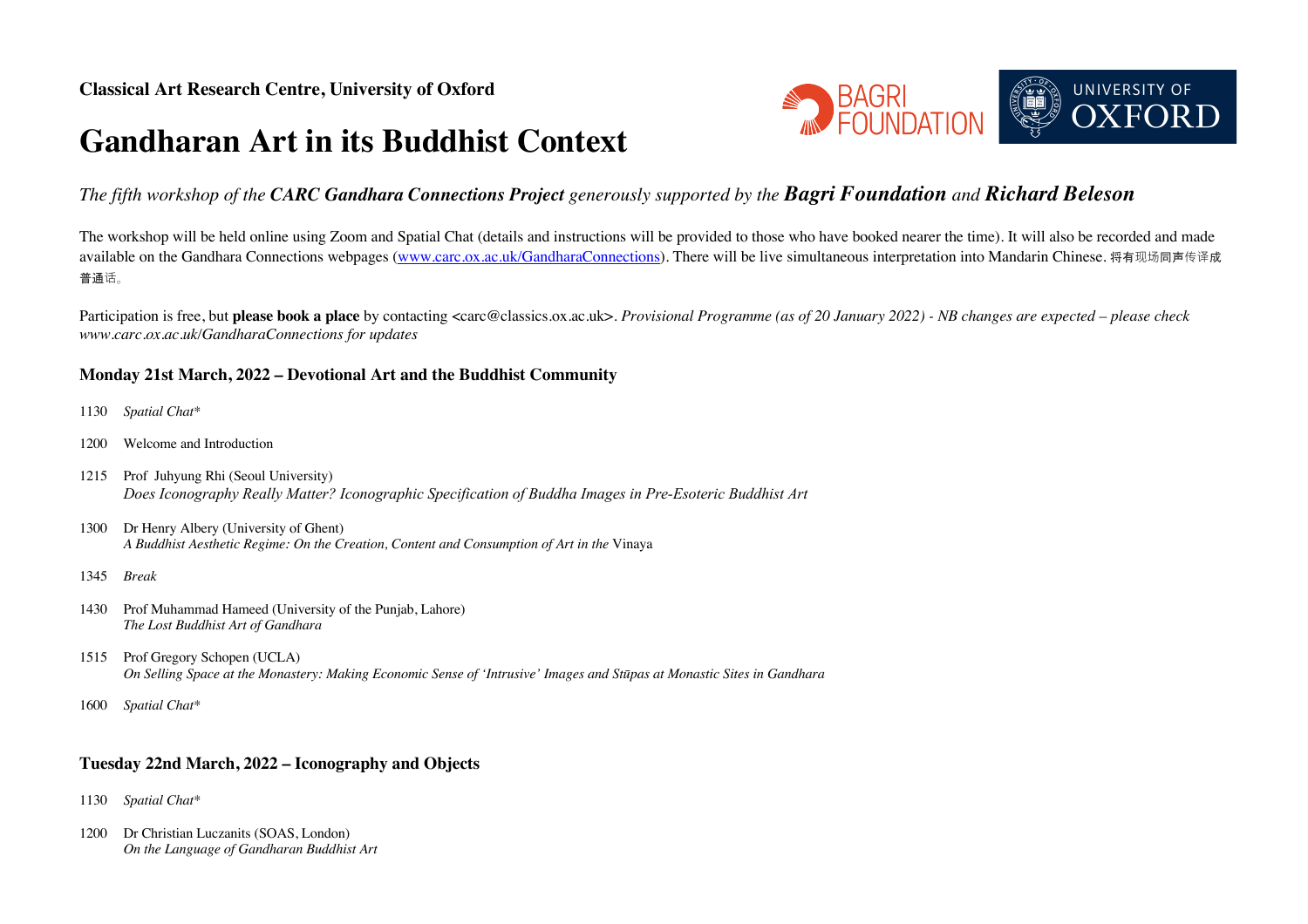**Classical Art Research Centre, University of Oxford**

# Gandharan Art in its Buddhist Context

*The fifth workshop of the **CARC Gandhara Connections Project** generously supported by the **Bagri Foundation** and **Richard Beleson***

The workshop will be held online using Zoom and Spatial Chat (details and instructions will be provided to those who have booked nearer the time). It will also be recorded and made available on the Gandhara Connections webpages (www.carc.ox.ac.uk/GandharaConnections). There will be live simultaneous interpretation into Mandarin Chinese. 将有现场同声传译成普通话。

Participation is free, but **please book a place** by contacting <carc@classics.ox.ac.uk>. *Provisional Programme (as of 20 January 2022) - NB changes are expected – please check www.carc.ox.ac.uk/GandharaConnections for updates*

## Monday 21st March, 2022 – Devotional Art and the Buddhist Community

1130 *Spatial Chat**

1200 Welcome and Introduction

1215 Prof Juhyung Rhi (Seoul University)
*Does Iconography Really Matter? Iconographic Specification of Buddha Images in Pre-Esoteric Buddhist Art*

1300 Dr Henry Albery (University of Ghent)
*A Buddhist Aesthetic Regime: On the Creation, Content and Consumption of Art in the* Vinaya

1345 *Break*

1430 Prof Muhammad Hameed (University of the Punjab, Lahore)
*The Lost Buddhist Art of Gandhara*

1515 Prof Gregory Schopen (UCLA)
*On Selling Space at the Monastery: Making Economic Sense of 'Intrusive' Images and Stūpas at Monastic Sites in Gandhara*

1600 *Spatial Chat**

## Tuesday 22nd March, 2022 – Iconography and Objects

1130 *Spatial Chat**

1200 Dr Christian Luczanits (SOAS, London)
*On the Language of Gandharan Buddhist Art*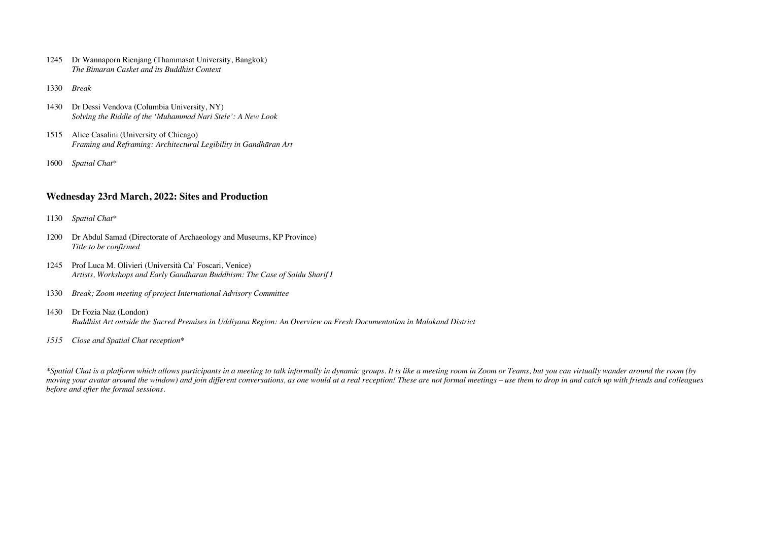1245 Dr Wannaporn Rienjang (Thammasat University, Bangkok)
*The Bimaran Casket and its Buddhist Context*

1330 *Break*

1430 Dr Dessi Vendova (Columbia University, NY)
*Solving the Riddle of the 'Muhammad Nari Stele': A New Look*

1515 Alice Casalini (University of Chicago)
*Framing and Reframing: Architectural Legibility in Gandhāran Art*

1600 *Spatial Chat**

## Wednesday 23rd March, 2022: Sites and Production

1130 *Spatial Chat**

1200 Dr Abdul Samad (Directorate of Archaeology and Museums, KP Province)
*Title to be confirmed*

1245 Prof Luca M. Olivieri (Università Ca' Foscari, Venice)
*Artists, Workshops and Early Gandharan Buddhism: The Case of Saidu Sharif I*

1330 *Break; Zoom meeting of project International Advisory Committee*

1430 Dr Fozia Naz (London)
*Buddhist Art outside the Sacred Premises in Uddiyana Region: An Overview on Fresh Documentation in Malakand District*

*1515 Close and Spatial Chat reception**

**Spatial Chat is a platform which allows participants in a meeting to talk informally in dynamic groups. It is like a meeting room in Zoom or Teams, but you can virtually wander around the room (by moving your avatar around the window) and join different conversations, as one would at a real reception! These are not formal meetings – use them to drop in and catch up with friends and colleagues before and after the formal sessions.*